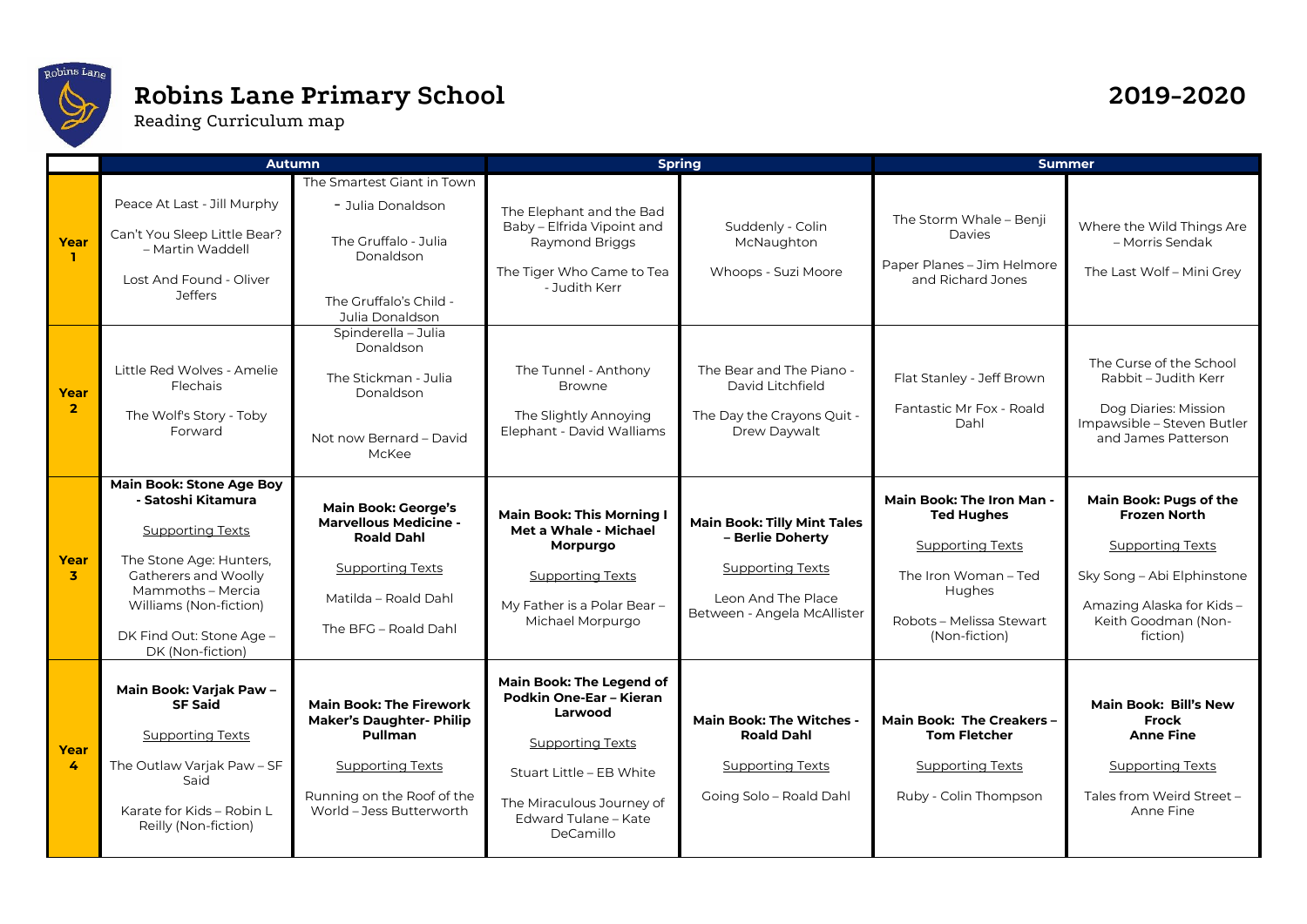# Robins Lane Primary School

Reading Curriculum map

**2019-2020**

| | Autumn | | Spring | | Summer | |
|---|---|---|---|---|---|---|
| **Year 1** | Peace At Last - Jill Murphy<br><br>Can't You Sleep Little Bear? – Martin Waddell<br><br>Lost And Found - Oliver Jeffers | The Smartest Giant in Town - Julia Donaldson<br><br>The Gruffalo - Julia Donaldson<br><br>The Gruffalo's Child - Julia Donaldson | The Elephant and the Bad Baby – Elfrida Vipoint and Raymond Briggs<br><br>The Tiger Who Came to Tea - Judith Kerr | Suddenly - Colin McNaughton<br><br>Whoops - Suzi Moore | The Storm Whale – Benji Davies<br><br>Paper Planes – Jim Helmore and Richard Jones | Where the Wild Things Are – Morris Sendak<br><br>The Last Wolf – Mini Grey |
| **Year 2** | Little Red Wolves - Amelie Flechais<br><br>The Wolf's Story - Toby Forward | Spinderella – Julia Donaldson<br><br>The Stickman - Julia Donaldson<br><br>Not now Bernard – David McKee | The Tunnel - Anthony Browne<br><br>The Slightly Annoying Elephant - David Walliams | The Bear and The Piano - David Litchfield<br><br>The Day the Crayons Quit - Drew Daywalt | Flat Stanley - Jeff Brown<br><br>Fantastic Mr Fox - Roald Dahl | The Curse of the School Rabbit – Judith Kerr<br><br>Dog Diaries: Mission Impawsible – Steven Butler and James Patterson |
| **Year 3** | **Main Book: Stone Age Boy - Satoshi Kitamura**<br><br>Supporting Texts<br><br>The Stone Age: Hunters, Gatherers and Woolly Mammoths – Mercia Williams (Non-fiction)<br><br>DK Find Out: Stone Age – DK (Non-fiction) | **Main Book: George's Marvellous Medicine - Roald Dahl**<br><br>Supporting Texts<br><br>Matilda – Roald Dahl<br><br>The BFG – Roald Dahl | **Main Book: This Morning I Met a Whale - Michael Morpurgo**<br><br>Supporting Texts<br><br>My Father is a Polar Bear – Michael Morpurgo | **Main Book: Tilly Mint Tales – Berlie Doherty**<br><br>Supporting Texts<br><br>Leon And The Place Between - Angela McAllister | **Main Book: The Iron Man - Ted Hughes**<br><br>Supporting Texts<br><br>The Iron Woman – Ted Hughes<br><br>Robots – Melissa Stewart (Non-fiction) | **Main Book: Pugs of the Frozen North**<br><br>Supporting Texts<br><br>Sky Song – Abi Elphinstone<br><br>Amazing Alaska for Kids – Keith Goodman (Non-fiction) |
| **Year 4** | **Main Book: Varjak Paw – SF Said**<br><br>Supporting Texts<br><br>The Outlaw Varjak Paw – SF Said<br><br>Karate for Kids – Robin L Reilly (Non-fiction) | **Main Book: The Firework Maker's Daughter- Philip Pullman**<br><br>Supporting Texts<br><br>Running on the Roof of the World – Jess Butterworth | **Main Book: The Legend of Podkin One-Ear – Kieran Larwood**<br><br>Supporting Texts<br><br>Stuart Little – EB White<br><br>The Miraculous Journey of Edward Tulane – Kate DeCamillo | **Main Book: The Witches - Roald Dahl**<br><br>Supporting Texts<br><br>Going Solo – Roald Dahl | **Main Book: The Creakers – Tom Fletcher**<br><br>Supporting Texts<br><br>Ruby - Colin Thompson | **Main Book: Bill's New Frock Anne Fine**<br><br>Supporting Texts<br><br>Tales from Weird Street – Anne Fine |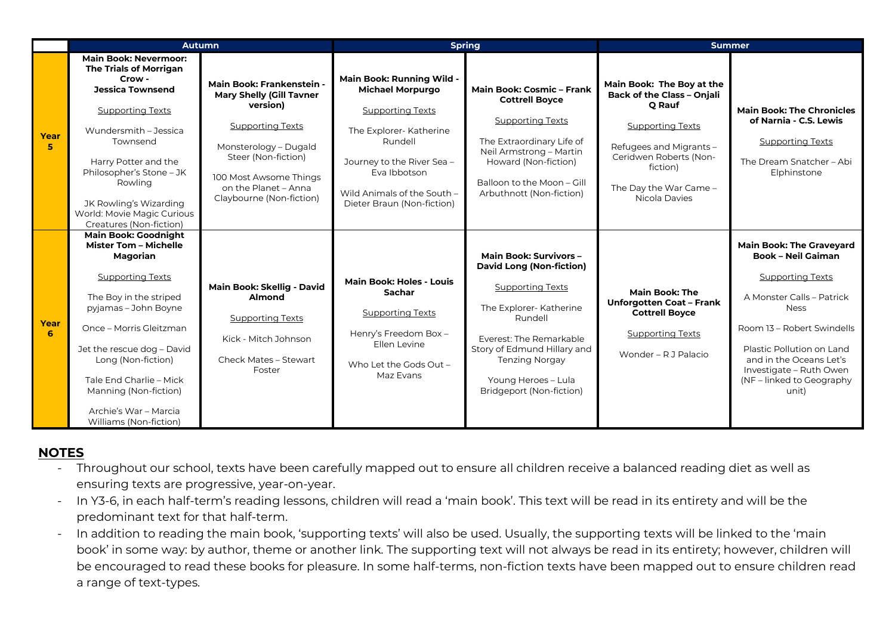| | Autumn | | Spring | | Summer | |
|---|---|---|---|---|---|---|
| **Year 5** | **Main Book: Nevermoor: The Trials of Morrigan Crow - Jessica Townsend**<br><br>Supporting Texts<br><br>Wundersmith – Jessica Townsend<br><br>Harry Potter and the Philosopher's Stone – JK Rowling<br><br>JK Rowling's Wizarding World: Movie Magic Curious Creatures (Non-fiction) | **Main Book: Frankenstein - Mary Shelly (Gill Tavner version)**<br><br>Supporting Texts<br><br>Monsterology – Dugald Steer (Non-fiction)<br><br>100 Most Awsome Things on the Planet – Anna Claybourne (Non-fiction) | **Main Book: Running Wild - Michael Morpurgo**<br><br>Supporting Texts<br><br>The Explorer- Katherine Rundell<br><br>Journey to the River Sea – Eva Ibbotson<br><br>Wild Animals of the South – Dieter Braun (Non-fiction) | **Main Book: Cosmic – Frank Cottrell Boyce**<br><br>Supporting Texts<br><br>The Extraordinary Life of Neil Armstrong – Martin Howard (Non-fiction)<br><br>Balloon to the Moon – Gill Arbuthnott (Non-fiction) | **Main Book: The Boy at the Back of the Class – Onjali Q Rauf**<br><br>Supporting Texts<br><br>Refugees and Migrants – Ceridwen Roberts (Non-fiction)<br><br>The Day the War Came – Nicola Davies | **Main Book: The Chronicles of Narnia - C.S. Lewis**<br><br>Supporting Texts<br><br>The Dream Snatcher – Abi Elphinstone |
| **Year 6** | **Main Book: Goodnight Mister Tom – Michelle Magorian**<br><br>Supporting Texts<br><br>The Boy in the striped pyjamas – John Boyne<br><br>Once – Morris Gleitzman<br><br>Jet the rescue dog – David Long (Non-fiction)<br><br>Tale End Charlie – Mick Manning (Non-fiction)<br><br>Archie's War – Marcia Williams (Non-fiction) | **Main Book: Skellig - David Almond**<br><br>Supporting Texts<br><br>Kick - Mitch Johnson<br><br>Check Mates – Stewart Foster | **Main Book: Holes - Louis Sachar**<br><br>Supporting Texts<br><br>Henry's Freedom Box – Ellen Levine<br><br>Who Let the Gods Out – Maz Evans | **Main Book: Survivors – David Long (Non-fiction)**<br><br>Supporting Texts<br><br>The Explorer- Katherine Rundell<br><br>Everest: The Remarkable Story of Edmund Hillary and Tenzing Norgay<br><br>Young Heroes – Lula Bridgeport (Non-fiction) | **Main Book: The Unforgotten Coat – Frank Cottrell Boyce**<br><br>Supporting Texts<br><br>Wonder – R J Palacio | **Main Book: The Graveyard Book – Neil Gaiman**<br><br>Supporting Texts<br><br>A Monster Calls – Patrick Ness<br><br>Room 13 – Robert Swindells<br><br>Plastic Pollution on Land and in the Oceans Let's Investigate – Ruth Owen (NF – linked to Geography unit) |

## NOTES

- Throughout our school, texts have been carefully mapped out to ensure all children receive a balanced reading diet as well as ensuring texts are progressive, year-on-year.
- In Y3-6, in each half-term's reading lessons, children will read a 'main book'. This text will be read in its entirety and will be the predominant text for that half-term.
- In addition to reading the main book, 'supporting texts' will also be used. Usually, the supporting texts will be linked to the 'main book' in some way: by author, theme or another link. The supporting text will not always be read in its entirety; however, children will be encouraged to read these books for pleasure. In some half-terms, non-fiction texts have been mapped out to ensure children read a range of text-types.